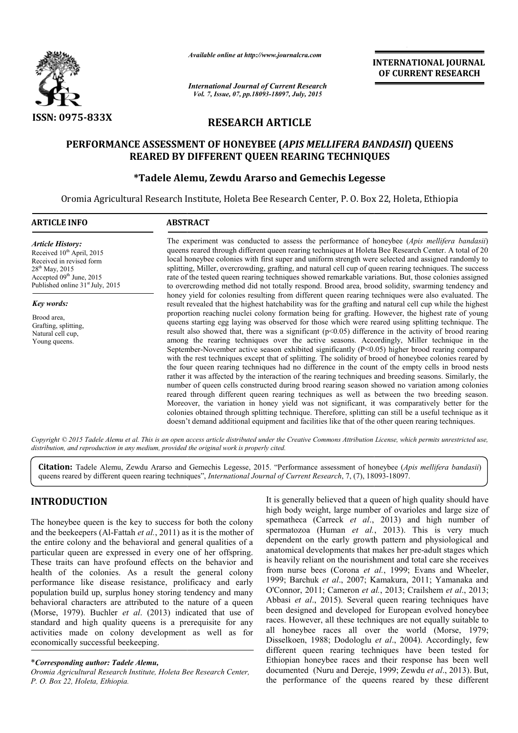*Available online at http://www.journalcra.com*

*International Journal of Current Research*
*Vol. 7, Issue, 07, pp.18093-18097, July, 2015*

**INTERNATIONAL JOURNAL OF CURRENT RESEARCH**

**ISSN: 0975-833X**

**RESEARCH ARTICLE**

# PERFORMANCE ASSESSMENT OF HONEYBEE (*APIS MELLIFERA BANDASII*) QUEENS REARED BY DIFFERENT QUEEN REARING TECHNIQUES

**\*Tadele Alemu, Zewdu Ararso and Gemechis Legesse**

Oromia Agricultural Research Institute, Holeta Bee Research Center, P. O. Box 22, Holeta, Ethiopia

**ARTICLE INFO**

*Article History:*
Received 10th April, 2015
Received in revised form 28th May, 2015
Accepted 09th June, 2015
Published online 31st July, 2015

*Key words:*
Brood area,
Grafting, splitting,
Natural cell cup,
Young queens.

**ABSTRACT**

The experiment was conducted to assess the performance of honeybee (*Apis mellifera bandasii*) queens reared through different queen rearing techniques at Holeta Bee Research Center. A total of 20 local honeybee colonies with first super and uniform strength were selected and assigned randomly to splitting, Miller, overcrowding, grafting, and natural cell cup of queen rearing techniques. The success rate of the tested queen rearing techniques showed remarkable variations. But, those colonies assigned to overcrowding method did not totally respond. Brood area, brood solidity, swarming tendency and honey yield for colonies resulting from different queen rearing techniques were also evaluated. The result revealed that the highest hatchability was for the grafting and natural cell cup while the highest proportion reaching nuclei colony formation being for grafting. However, the highest rate of young queens starting egg laying was observed for those which were reared using splitting technique. The result also showed that, there was a significant ($p<0.05$) difference in the activity of brood rearing among the rearing techniques over the active seasons. Accordingly, Miller technique in the September-November active season exhibited significantly ($P<0.05$) higher brood rearing compared with the rest techniques except that of splitting. The solidity of brood of honeybee colonies reared by the four queen rearing techniques had no difference in the count of the empty cells in brood nests rather it was affected by the interaction of the rearing techniques and breeding seasons. Similarly, the number of queen cells constructed during brood rearing season showed no variation among colonies reared through different queen rearing techniques as well as between the two breeding season. Moreover, the variation in honey yield was not significant, it was comparatively better for the colonies obtained through splitting technique. Therefore, splitting can still be a useful technique as it doesn't demand additional equipment and facilities like that of the other queen rearing techniques.

*Copyright © 2015 Tadele Alemu et al. This is an open access article distributed under the Creative Commons Attribution License, which permits unrestricted use, distribution, and reproduction in any medium, provided the original work is properly cited.*

**Citation:** Tadele Alemu, Zewdu Ararso and Gemechis Legesse, 2015. "Performance assessment of honeybee (*Apis mellifera bandasii*) queens reared by different queen rearing techniques", *International Journal of Current Research*, 7, (7), 18093-18097.

## INTRODUCTION

The honeybee queen is the key to success for both the colony and the beekeepers (Al-Fattah *et al.*, 2011) as it is the mother of the entire colony and the behavioral and general qualities of a particular queen are expressed in every one of her offspring. These traits can have profound effects on the behavior and health of the colonies. As a result the general colony performance like disease resistance, prolificacy and early population build up, surplus honey storing tendency and many behavioral characters are attributed to the nature of a queen (Morse, 1979). Buchler *et al*. (2013) indicated that use of standard and high quality queens is a prerequisite for any activities made on colony development as well as for economically successful beekeeping.

It is generally believed that a queen of high quality should have high body weight, large number of ovarioles and large size of spematheca (Carreck *et al*., 2013) and high number of spermatozoa (Human *et al.*, 2013). This is very much dependent on the early growth pattern and physiological and anatomical developments that makes her pre-adult stages which is heavily reliant on the nourishment and total care she receives from nurse bees (Corona *et al.*, 1999; Evans and Wheeler, 1999; Barchuk *et al*., 2007; Kamakura, 2011; Yamanaka and O'Connor, 2011; Cameron *et al.*, 2013; Crailshem *et al*., 2013; Abbasi *et al*., 2015). Several queen rearing techniques have been designed and developed for European evolved honeybee races. However, all these techniques are not equally suitable to all honeybee races all over the world (Morse, 1979; Disselkoen, 1988; Dodologlu *et al*., 2004). Accordingly, few different queen rearing techniques have been tested for Ethiopian honeybee races and their response has been well documented (Nuru and Dereje, 1999; Zewdu *et al*., 2013). But, the performance of the queens reared by these different

\**Corresponding author: Tadele Alemu,*
*Oromia Agricultural Research Institute, Holeta Bee Research Center, P. O. Box 22, Holeta, Ethiopia.*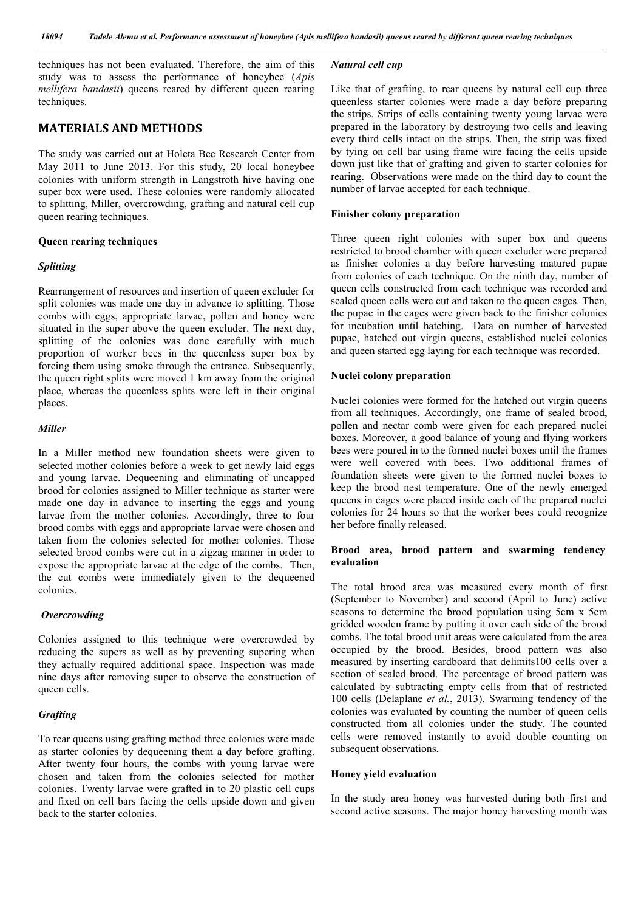techniques has not been evaluated. Therefore, the aim of this study was to assess the performance of honeybee (*Apis mellifera bandasii*) queens reared by different queen rearing techniques.

## MATERIALS AND METHODS

The study was carried out at Holeta Bee Research Center from May 2011 to June 2013. For this study, 20 local honeybee colonies with uniform strength in Langstroth hive having one super box were used. These colonies were randomly allocated to splitting, Miller, overcrowding, grafting and natural cell cup queen rearing techniques.

### Queen rearing techniques

#### *Splitting*

Rearrangement of resources and insertion of queen excluder for split colonies was made one day in advance to splitting. Those combs with eggs, appropriate larvae, pollen and honey were situated in the super above the queen excluder. The next day, splitting of the colonies was done carefully with much proportion of worker bees in the queenless super box by forcing them using smoke through the entrance. Subsequently, the queen right splits were moved 1 km away from the original place, whereas the queenless splits were left in their original places.

#### *Miller*

In a Miller method new foundation sheets were given to selected mother colonies before a week to get newly laid eggs and young larvae. Dequeening and eliminating of uncapped brood for colonies assigned to Miller technique as starter were made one day in advance to inserting the eggs and young larvae from the mother colonies. Accordingly, three to four brood combs with eggs and appropriate larvae were chosen and taken from the colonies selected for mother colonies. Those selected brood combs were cut in a zigzag manner in order to expose the appropriate larvae at the edge of the combs. Then, the cut combs were immediately given to the dequeened colonies.

#### *Overcrowding*

Colonies assigned to this technique were overcrowded by reducing the supers as well as by preventing supering when they actually required additional space. Inspection was made nine days after removing super to observe the construction of queen cells.

#### *Grafting*

To rear queens using grafting method three colonies were made as starter colonies by dequeening them a day before grafting. After twenty four hours, the combs with young larvae were chosen and taken from the colonies selected for mother colonies. Twenty larvae were grafted in to 20 plastic cell cups and fixed on cell bars facing the cells upside down and given back to the starter colonies.

#### *Natural cell cup*

Like that of grafting, to rear queens by natural cell cup three queenless starter colonies were made a day before preparing the strips. Strips of cells containing twenty young larvae were prepared in the laboratory by destroying two cells and leaving every third cells intact on the strips. Then, the strip was fixed by tying on cell bar using frame wire facing the cells upside down just like that of grafting and given to starter colonies for rearing. Observations were made on the third day to count the number of larvae accepted for each technique.

### Finisher colony preparation

Three queen right colonies with super box and queens restricted to brood chamber with queen excluder were prepared as finisher colonies a day before harvesting matured pupae from colonies of each technique. On the ninth day, number of queen cells constructed from each technique was recorded and sealed queen cells were cut and taken to the queen cages. Then, the pupae in the cages were given back to the finisher colonies for incubation until hatching. Data on number of harvested pupae, hatched out virgin queens, established nuclei colonies and queen started egg laying for each technique was recorded.

### Nuclei colony preparation

Nuclei colonies were formed for the hatched out virgin queens from all techniques. Accordingly, one frame of sealed brood, pollen and nectar comb were given for each prepared nuclei boxes. Moreover, a good balance of young and flying workers bees were poured in to the formed nuclei boxes until the frames were well covered with bees. Two additional frames of foundation sheets were given to the formed nuclei boxes to keep the brood nest temperature. One of the newly emerged queens in cages were placed inside each of the prepared nuclei colonies for 24 hours so that the worker bees could recognize her before finally released.

### Brood area, brood pattern and swarming tendency evaluation

The total brood area was measured every month of first (September to November) and second (April to June) active seasons to determine the brood population using 5cm x 5cm gridded wooden frame by putting it over each side of the brood combs. The total brood unit areas were calculated from the area occupied by the brood. Besides, brood pattern was also measured by inserting cardboard that delimits100 cells over a section of sealed brood. The percentage of brood pattern was calculated by subtracting empty cells from that of restricted 100 cells (Delaplane *et al.*, 2013). Swarming tendency of the colonies was evaluated by counting the number of queen cells constructed from all colonies under the study. The counted cells were removed instantly to avoid double counting on subsequent observations.

### Honey yield evaluation

In the study area honey was harvested during both first and second active seasons. The major honey harvesting month was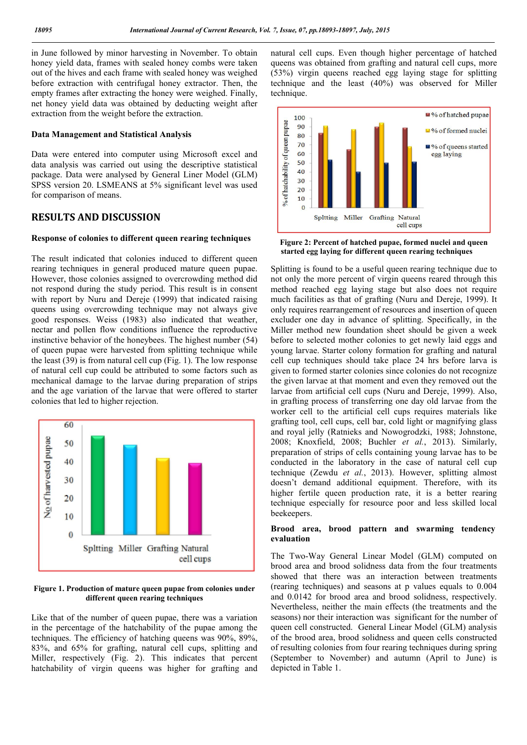in June followed by minor harvesting in November. To obtain honey yield data, frames with sealed honey combs were taken out of the hives and each frame with sealed honey was weighed before extraction with centrifugal honey extractor. Then, the empty frames after extracting the honey were weighed. Finally, net honey yield data was obtained by deducting weight after extraction from the weight before the extraction.

### Data Management and Statistical Analysis

Data were entered into computer using Microsoft excel and data analysis was carried out using the descriptive statistical package. Data were analysed by General Liner Model (GLM) SPSS version 20. LSMEANS at 5% significant level was used for comparison of means.

## RESULTS AND DISCUSSION

### Response of colonies to different queen rearing techniques

The result indicated that colonies induced to different queen rearing techniques in general produced mature queen pupae. However, those colonies assigned to overcrowding method did not respond during the study period. This result is in consent with report by Nuru and Dereje (1999) that indicated raising queens using overcrowding technique may not always give good responses. Weiss (1983) also indicated that weather, nectar and pollen flow conditions influence the reproductive instinctive behavior of the honeybees. The highest number (54) of queen pupae were harvested from splitting technique while the least (39) is from natural cell cup (Fig. 1). The low response of natural cell cup could be attributed to some factors such as mechanical damage to the larvae during preparation of strips and the age variation of the larvae that were offered to starter colonies that led to higher rejection.

**Figure 1. Production of mature queen pupae from colonies under different queen rearing techniques**

Like that of the number of queen pupae, there was a variation in the percentage of the hatchability of the pupae among the techniques. The efficiency of hatching queens was 90%, 89%, 83%, and 65% for grafting, natural cell cups, splitting and Miller, respectively (Fig. 2). This indicates that percent hatchability of virgin queens was higher for grafting and natural cell cups. Even though higher percentage of hatched queens was obtained from grafting and natural cell cups, more (53%) virgin queens reached egg laying stage for splitting technique and the least (40%) was observed for Miller technique.

**Figure 2: Percent of hatched pupae, formed nuclei and queen started egg laying for different queen rearing techniques**

Splitting is found to be a useful queen rearing technique due to not only the more percent of virgin queens reared through this method reached egg laying stage but also does not require much facilities as that of grafting (Nuru and Dereje, 1999). It only requires rearrangement of resources and insertion of queen excluder one day in advance of splitting. Specifically, in the Miller method new foundation sheet should be given a week before to selected mother colonies to get newly laid eggs and young larvae. Starter colony formation for grafting and natural cell cup techniques should take place 24 hrs before larva is given to formed starter colonies since colonies do not recognize the given larvae at that moment and even they removed out the larvae from artificial cell cups (Nuru and Dereje, 1999). Also, in grafting process of transferring one day old larvae from the worker cell to the artificial cell cups requires materials like grafting tool, cell cups, cell bar, cold light or magnifying glass and royal jelly (Ratnieks and Nowogrodzki, 1988; Johnstone, 2008; Knoxfield, 2008; Buchler *et al.*, 2013). Similarly, preparation of strips of cells containing young larvae has to be conducted in the laboratory in the case of natural cell cup technique (Zewdu *et al.*, 2013). However, splitting almost doesn't demand additional equipment. Therefore, with its higher fertile queen production rate, it is a better rearing technique especially for resource poor and less skilled local beekeepers.

### Brood area, brood pattern and swarming tendency evaluation

The Two-Way General Linear Model (GLM) computed on brood area and brood solidness data from the four treatments showed that there was an interaction between treatments (rearing techniques) and seasons at p values equals to 0.004 and 0.0142 for brood area and brood solidness, respectively. Nevertheless, neither the main effects (the treatments and the seasons) nor their interaction was significant for the number of queen cell constructed. General Linear Model (GLM) analysis of the brood area, brood solidness and queen cells constructed of resulting colonies from four rearing techniques during spring (September to November) and autumn (April to June) is depicted in Table 1.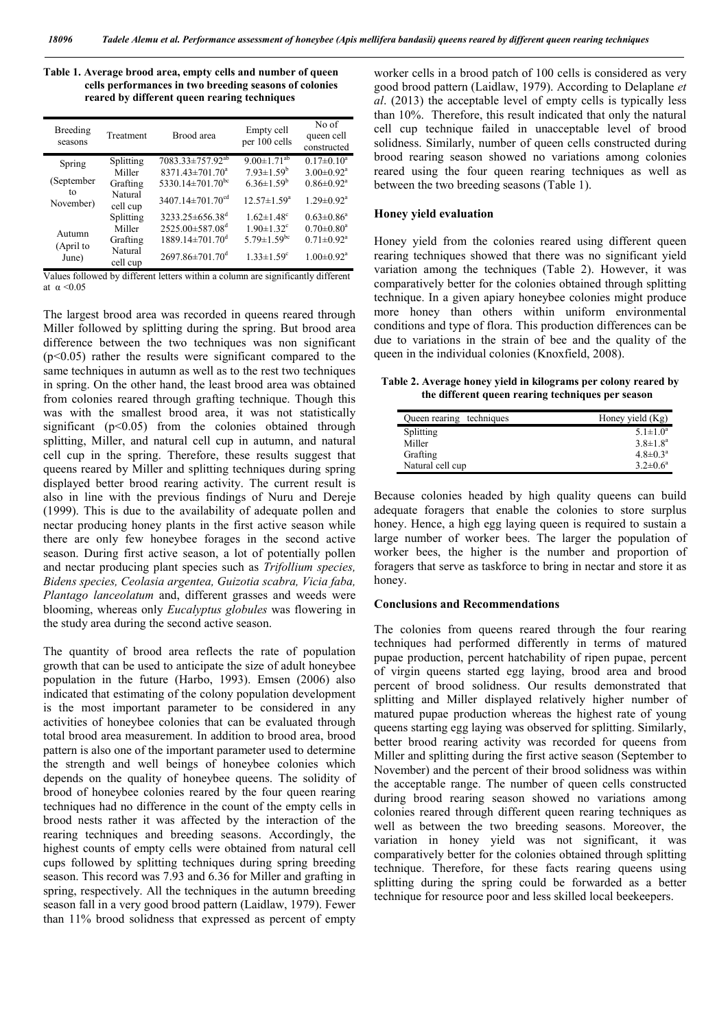**Table 1. Average brood area, empty cells and number of queen cells performances in two breeding seasons of colonies reared by different queen rearing techniques**

| Breeding seasons | Treatment | Brood area | Empty cell per 100 cells | No of queen cell constructed |
|---|---|---|---|---|
| Spring (September to November) | Splitting | 7083.33±757.92[ab] | 9.00±1.71[ab] | 0.17±0.10[a] |
| | Miller | 8371.43±701.70[a] | 7.93±1.59[b] | 3.00±0.92[a] |
| | Grafting | 5330.14±701.70[bc] | 6.36±1.59[b] | 0.86±0.92[a] |
| | Natural cell cup | 3407.14±701.70[cd] | 12.57±1.59[a] | 1.29±0.92[a] |
| Autumn (April to June) | Splitting | 3233.25±656.38[d] | 1.62±1.48[c] | 0.63±0.86[a] |
| | Miller | 2525.00±587.08[d] | 1.90±1.32[c] | 0.70±0.80[a] |
| | Grafting | 1889.14±701.70[d] | 5.79±1.59[bc] | 0.71±0.92[a] |
| | Natural cell cup | 2697.86±701.70[d] | 1.33±1.59[c] | 1.00±0.92[a] |

Values followed by different letters within a column are significantly different at $\alpha < 0.05$

The largest brood area was recorded in queens reared through Miller followed by splitting during the spring. But brood area difference between the two techniques was non significant ($p<0.05$) rather the results were significant compared to the same techniques in autumn as well as to the rest two techniques in spring. On the other hand, the least brood area was obtained from colonies reared through grafting technique. Though this was with the smallest brood area, it was not statistically significant ($p<0.05$) from the colonies obtained through splitting, Miller, and natural cell cup in autumn, and natural cell cup in the spring. Therefore, these results suggest that queens reared by Miller and splitting techniques during spring displayed better brood rearing activity. The current result is also in line with the previous findings of Nuru and Dereje (1999). This is due to the availability of adequate pollen and nectar producing honey plants in the first active season while there are only few honeybee forages in the second active season. During first active season, a lot of potentially pollen and nectar producing plant species such as *Trifollium species, Bidens species, Ceolasia argentea, Guizotia scabra, Vicia faba, Plantago lanceolatum* and, different grasses and weeds were blooming, whereas only *Eucalyptus globules* was flowering in the study area during the second active season.

The quantity of brood area reflects the rate of population growth that can be used to anticipate the size of adult honeybee population in the future (Harbo, 1993). Emsen (2006) also indicated that estimating of the colony population development is the most important parameter to be considered in any activities of honeybee colonies that can be evaluated through total brood area measurement. In addition to brood area, brood pattern is also one of the important parameter used to determine the strength and well beings of honeybee colonies which depends on the quality of honeybee queens. The solidity of brood of honeybee colonies reared by the four queen rearing techniques had no difference in the count of the empty cells in brood nests rather it was affected by the interaction of the rearing techniques and breeding seasons. Accordingly, the highest counts of empty cells were obtained from natural cell cups followed by splitting techniques during spring breeding season. This record was 7.93 and 6.36 for Miller and grafting in spring, respectively. All the techniques in the autumn breeding season fall in a very good brood pattern (Laidlaw, 1979). Fewer than 11% brood solidness that expressed as percent of empty worker cells in a brood patch of 100 cells is considered as very good brood pattern (Laidlaw, 1979). According to Delaplane *et al*. (2013) the acceptable level of empty cells is typically less than 10%. Therefore, this result indicated that only the natural cell cup technique failed in unacceptable level of brood solidness. Similarly, number of queen cells constructed during brood rearing season showed no variations among colonies reared using the four queen rearing techniques as well as between the two breeding seasons (Table 1).

## Honey yield evaluation

Honey yield from the colonies reared using different queen rearing techniques showed that there was no significant yield variation among the techniques (Table 2). However, it was comparatively better for the colonies obtained through splitting technique. In a given apiary honeybee colonies might produce more honey than others within uniform environmental conditions and type of flora. This production differences can be due to variations in the strain of bee and the quality of the queen in the individual colonies (Knoxfield, 2008).

**Table 2. Average honey yield in kilograms per colony reared by the different queen rearing techniques per season**

| Queen rearing techniques | Honey yield (Kg) |
|---|---|
| Splitting | 5.1±1.0[a] |
| Miller | 3.8±1.8[a] |
| Grafting | 4.8±0.3[a] |
| Natural cell cup | 3.2±0.6[a] |

Because colonies headed by high quality queens can build adequate foragers that enable the colonies to store surplus honey. Hence, a high egg laying queen is required to sustain a large number of worker bees. The larger the population of worker bees, the higher is the number and proportion of foragers that serve as taskforce to bring in nectar and store it as honey.

## Conclusions and Recommendations

The colonies from queens reared through the four rearing techniques had performed differently in terms of matured pupae production, percent hatchability of ripen pupae, percent of virgin queens started egg laying, brood area and brood percent of brood solidness. Our results demonstrated that splitting and Miller displayed relatively higher number of matured pupae production whereas the highest rate of young queens starting egg laying was observed for splitting. Similarly, better brood rearing activity was recorded for queens from Miller and splitting during the first active season (September to November) and the percent of their brood solidness was within the acceptable range. The number of queen cells constructed during brood rearing season showed no variations among colonies reared through different queen rearing techniques as well as between the two breeding seasons. Moreover, the variation in honey yield was not significant, it was comparatively better for the colonies obtained through splitting technique. Therefore, for these facts rearing queens using splitting during the spring could be forwarded as a better technique for resource poor and less skilled local beekeepers.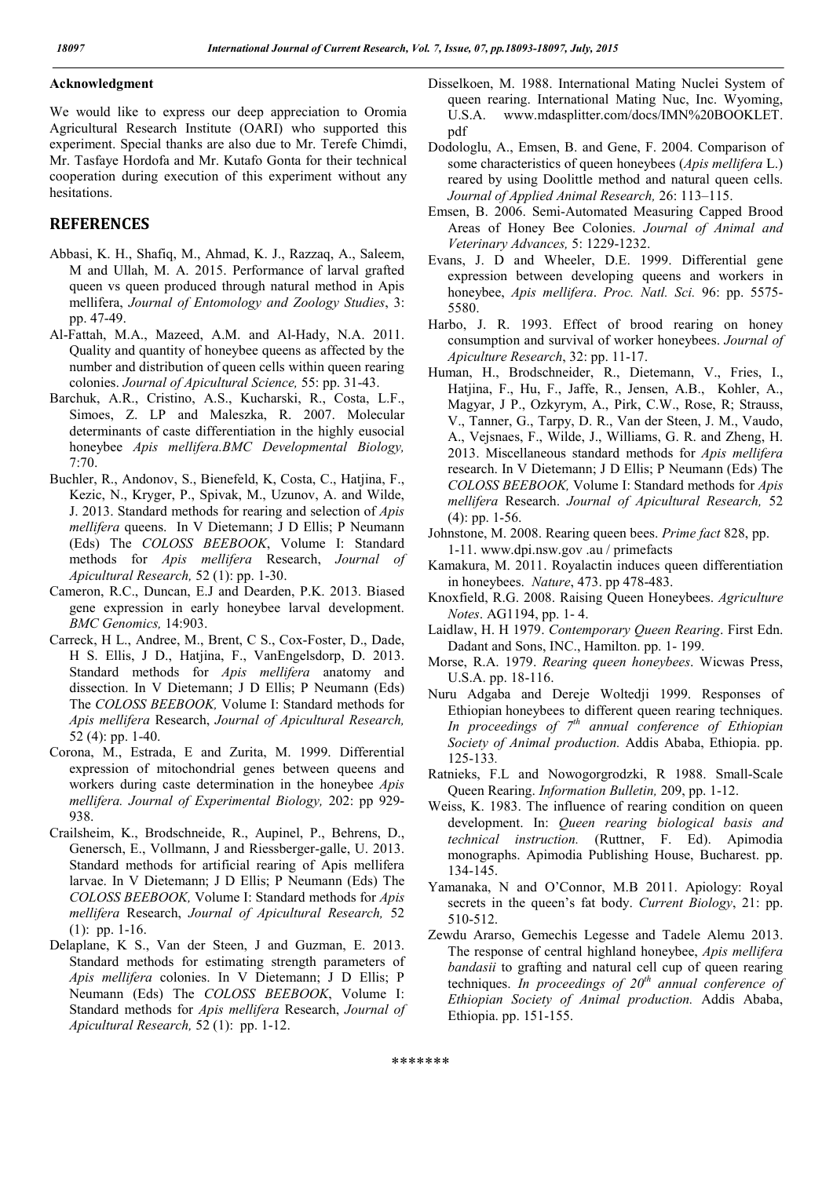### Acknowledgment

We would like to express our deep appreciation to Oromia Agricultural Research Institute (OARI) who supported this experiment. Special thanks are also due to Mr. Terefe Chimdi, Mr. Tasfaye Hordofa and Mr. Kutafo Gonta for their technical cooperation during execution of this experiment without any hesitations.

## REFERENCES

Abbasi, K. H., Shafiq, M., Ahmad, K. J., Razzaq, A., Saleem, M and Ullah, M. A. 2015. Performance of larval grafted queen vs queen produced through natural method in Apis mellifera, *Journal of Entomology and Zoology Studies*, 3: pp. 47-49.

Al-Fattah, M.A., Mazeed, A.M. and Al-Hady, N.A. 2011. Quality and quantity of honeybee queens as affected by the number and distribution of queen cells within queen rearing colonies. *Journal of Apicultural Science,* 55: pp. 31-43.

Barchuk, A.R., Cristino, A.S., Kucharski, R., Costa, L.F., Simoes, Z. LP and Maleszka, R. 2007. Molecular determinants of caste differentiation in the highly eusocial honeybee *Apis mellifera.BMC Developmental Biology,* 7:70.

Buchler, R., Andonov, S., Bienefeld, K, Costa, C., Hatjina, F., Kezic, N., Kryger, P., Spivak, M., Uzunov, A. and Wilde, J. 2013. Standard methods for rearing and selection of *Apis mellifera* queens. In V Dietemann; J D Ellis; P Neumann (Eds) The *COLOSS BEEBOOK*, Volume I: Standard methods for *Apis mellifera* Research, *Journal of Apicultural Research,* 52 (1): pp. 1-30.

Cameron, R.C., Duncan, E.J and Dearden, P.K. 2013. Biased gene expression in early honeybee larval development. *BMC Genomics,* 14:903.

Carreck, H L., Andree, M., Brent, C S., Cox-Foster, D., Dade, H S. Ellis, J D., Hatjina, F., VanEngelsdorp, D. 2013. Standard methods for *Apis mellifera* anatomy and dissection. In V Dietemann; J D Ellis; P Neumann (Eds) The *COLOSS BEEBOOK,* Volume I: Standard methods for *Apis mellifera* Research, *Journal of Apicultural Research,* 52 (4): pp. 1-40.

Corona, M., Estrada, E and Zurita, M. 1999. Differential expression of mitochondrial genes between queens and workers during caste determination in the honeybee *Apis mellifera. Journal of Experimental Biology,* 202: pp 929-938.

Crailsheim, K., Brodschneide, R., Aupinel, P., Behrens, D., Genersch, E., Vollmann, J and Riessberger-galle, U. 2013. Standard methods for artificial rearing of Apis mellifera larvae. In V Dietemann; J D Ellis; P Neumann (Eds) The *COLOSS BEEBOOK,* Volume I: Standard methods for *Apis mellifera* Research, *Journal of Apicultural Research,* 52 (1): pp. 1-16.

Delaplane, K S., Van der Steen, J and Guzman, E. 2013. Standard methods for estimating strength parameters of *Apis mellifera* colonies. In V Dietemann; J D Ellis; P Neumann (Eds) The *COLOSS BEEBOOK*, Volume I: Standard methods for *Apis mellifera* Research, *Journal of Apicultural Research,* 52 (1): pp. 1-12.

Disselkoen, M. 1988. International Mating Nuclei System of queen rearing. International Mating Nuc, Inc. Wyoming, U.S.A. www.mdasplitter.com/docs/IMN%20BOOKLET.pdf

Dodologlu, A., Emsen, B. and Gene, F. 2004. Comparison of some characteristics of queen honeybees (*Apis mellifera* L.) reared by using Doolittle method and natural queen cells. *Journal of Applied Animal Research,* 26: 113–115.

Emsen, B. 2006. Semi-Automated Measuring Capped Brood Areas of Honey Bee Colonies. *Journal of Animal and Veterinary Advances,* 5: 1229-1232.

Evans, J. D and Wheeler, D.E. 1999. Differential gene expression between developing queens and workers in honeybee, *Apis mellifera*. *Proc. Natl. Sci.* 96: pp. 5575-5580.

Harbo, J. R. 1993. Effect of brood rearing on honey consumption and survival of worker honeybees. *Journal of Apiculture Research*, 32: pp. 11-17.

Human, H., Brodschneider, R., Dietemann, V., Fries, I., Hatjina, F., Hu, F., Jaffe, R., Jensen, A.B., Kohler, A., Magyar, J P., Ozkyrym, A., Pirk, C.W., Rose, R; Strauss, V., Tanner, G., Tarpy, D. R., Van der Steen, J. M., Vaudo, A., Vejsnaes, F., Wilde, J., Williams, G. R. and Zheng, H. 2013. Miscellaneous standard methods for *Apis mellifera* research. In V Dietemann; J D Ellis; P Neumann (Eds) The *COLOSS BEEBOOK,* Volume I: Standard methods for *Apis mellifera* Research. *Journal of Apicultural Research,* 52 (4): pp. 1-56.

Johnstone, M. 2008. Rearing queen bees. *Prime fact* 828, pp. 1-11. www.dpi.nsw.gov .au / primefacts

Kamakura, M. 2011. Royalactin induces queen differentiation in honeybees. *Nature*, 473. pp 478-483.

Knoxfield, R.G. 2008. Raising Queen Honeybees. *Agriculture Notes*. AG1194, pp. 1- 4.

Laidlaw, H. H 1979. *Contemporary Queen Rearing*. First Edn. Dadant and Sons, INC., Hamilton. pp. 1- 199.

Morse, R.A. 1979. *Rearing queen honeybees*. Wicwas Press, U.S.A. pp. 18-116.

Nuru Adgaba and Dereje Woltedji 1999. Responses of Ethiopian honeybees to different queen rearing techniques. *In proceedings of 7th annual conference of Ethiopian Society of Animal production.* Addis Ababa, Ethiopia. pp. 125-133.

Ratnieks, F.L and Nowogorgrodzki, R 1988. Small-Scale Queen Rearing. *Information Bulletin,* 209, pp. 1-12.

Weiss, K. 1983. The influence of rearing condition on queen development. In: *Queen rearing biological basis and technical instruction.* (Ruttner, F. Ed). Apimodia monographs. Apimodia Publishing House, Bucharest. pp. 134-145.

Yamanaka, N and O'Connor, M.B 2011. Apiology: Royal secrets in the queen's fat body. *Current Biology*, 21: pp. 510-512.

Zewdu Ararso, Gemechis Legesse and Tadele Alemu 2013. The response of central highland honeybee, *Apis mellifera bandasii* to grafting and natural cell cup of queen rearing techniques. *In proceedings of 20th annual conference of Ethiopian Society of Animal production.* Addis Ababa, Ethiopia. pp. 151-155.

\*\*\*\*\*\*\*